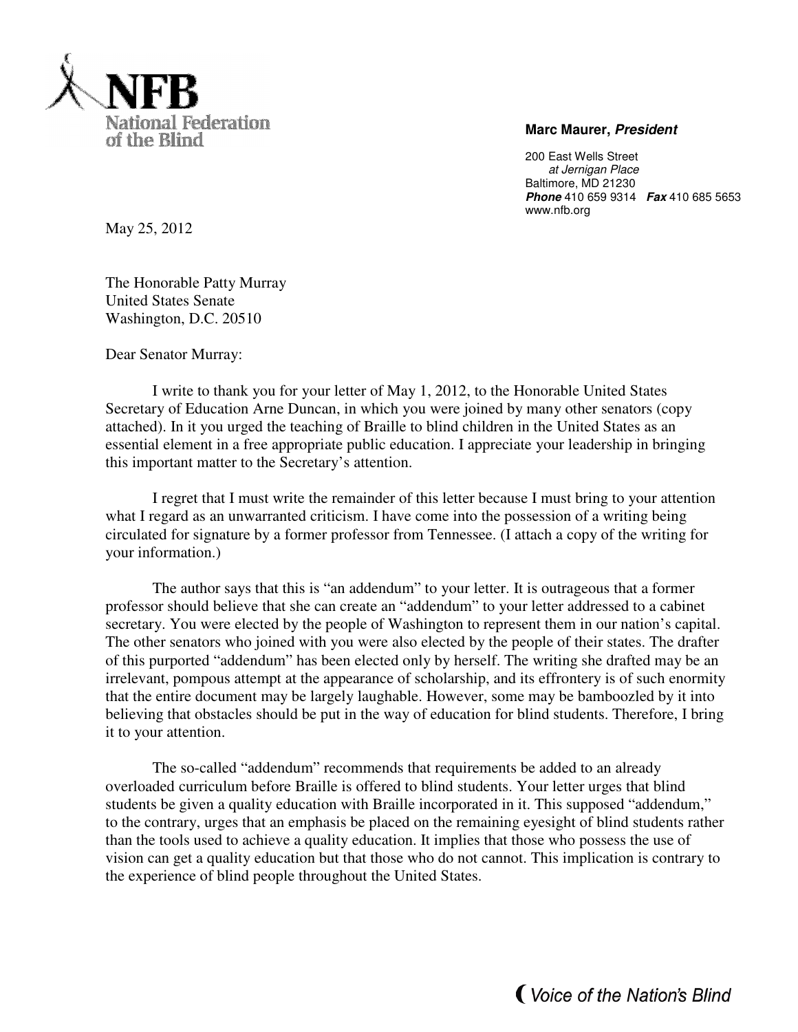**NFB**
National Federation of the Blind

**Marc Maurer, *President***

200 East Wells Street
*at Jernigan Place*
Baltimore, MD 21230
***Phone*** 410 659 9314 ***Fax*** 410 685 5653
www.nfb.org

May 25, 2012

The Honorable Patty Murray
United States Senate
Washington, D.C. 20510

Dear Senator Murray:

I write to thank you for your letter of May 1, 2012, to the Honorable United States Secretary of Education Arne Duncan, in which you were joined by many other senators (copy attached). In it you urged the teaching of Braille to blind children in the United States as an essential element in a free appropriate public education. I appreciate your leadership in bringing this important matter to the Secretary's attention.

I regret that I must write the remainder of this letter because I must bring to your attention what I regard as an unwarranted criticism. I have come into the possession of a writing being circulated for signature by a former professor from Tennessee. (I attach a copy of the writing for your information.)

The author says that this is "an addendum" to your letter. It is outrageous that a former professor should believe that she can create an "addendum" to your letter addressed to a cabinet secretary. You were elected by the people of Washington to represent them in our nation's capital. The other senators who joined with you were also elected by the people of their states. The drafter of this purported "addendum" has been elected only by herself. The writing she drafted may be an irrelevant, pompous attempt at the appearance of scholarship, and its effrontery is of such enormity that the entire document may be largely laughable. However, some may be bamboozled by it into believing that obstacles should be put in the way of education for blind students. Therefore, I bring it to your attention.

The so-called "addendum" recommends that requirements be added to an already overloaded curriculum before Braille is offered to blind students. Your letter urges that blind students be given a quality education with Braille incorporated in it. This supposed "addendum," to the contrary, urges that an emphasis be placed on the remaining eyesight of blind students rather than the tools used to achieve a quality education. It implies that those who possess the use of vision can get a quality education but that those who do not cannot. This implication is contrary to the experience of blind people throughout the United States.

*Voice of the Nation's Blind*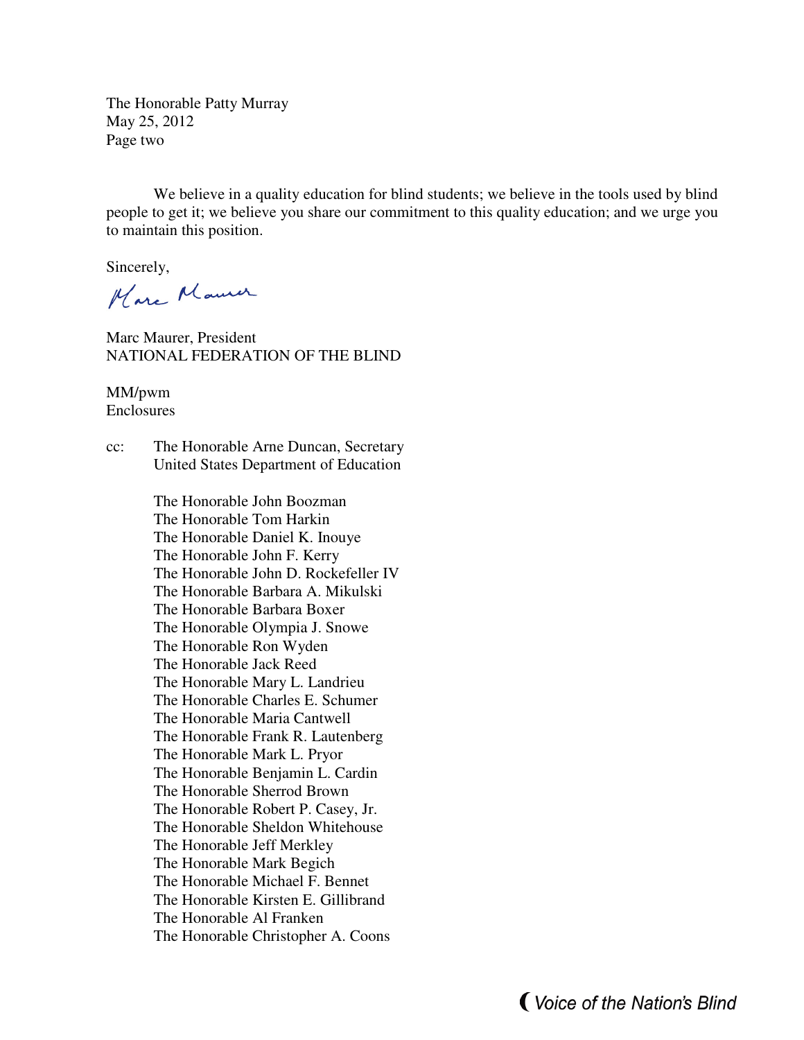The Honorable Patty Murray
May 25, 2012
Page two

We believe in a quality education for blind students; we believe in the tools used by blind people to get it; we believe you share our commitment to this quality education; and we urge you to maintain this position.

Sincerely,

Marc Maurer, President
NATIONAL FEDERATION OF THE BLIND

MM/pwm
Enclosures

cc: The Honorable Arne Duncan, Secretary
United States Department of Education

The Honorable John Boozman
The Honorable Tom Harkin
The Honorable Daniel K. Inouye
The Honorable John F. Kerry
The Honorable John D. Rockefeller IV
The Honorable Barbara A. Mikulski
The Honorable Barbara Boxer
The Honorable Olympia J. Snowe
The Honorable Ron Wyden
The Honorable Jack Reed
The Honorable Mary L. Landrieu
The Honorable Charles E. Schumer
The Honorable Maria Cantwell
The Honorable Frank R. Lautenberg
The Honorable Mark L. Pryor
The Honorable Benjamin L. Cardin
The Honorable Sherrod Brown
The Honorable Robert P. Casey, Jr.
The Honorable Sheldon Whitehouse
The Honorable Jeff Merkley
The Honorable Mark Begich
The Honorable Michael F. Bennet
The Honorable Kirsten E. Gillibrand
The Honorable Al Franken
The Honorable Christopher A. Coons

*Voice of the Nation's Blind*